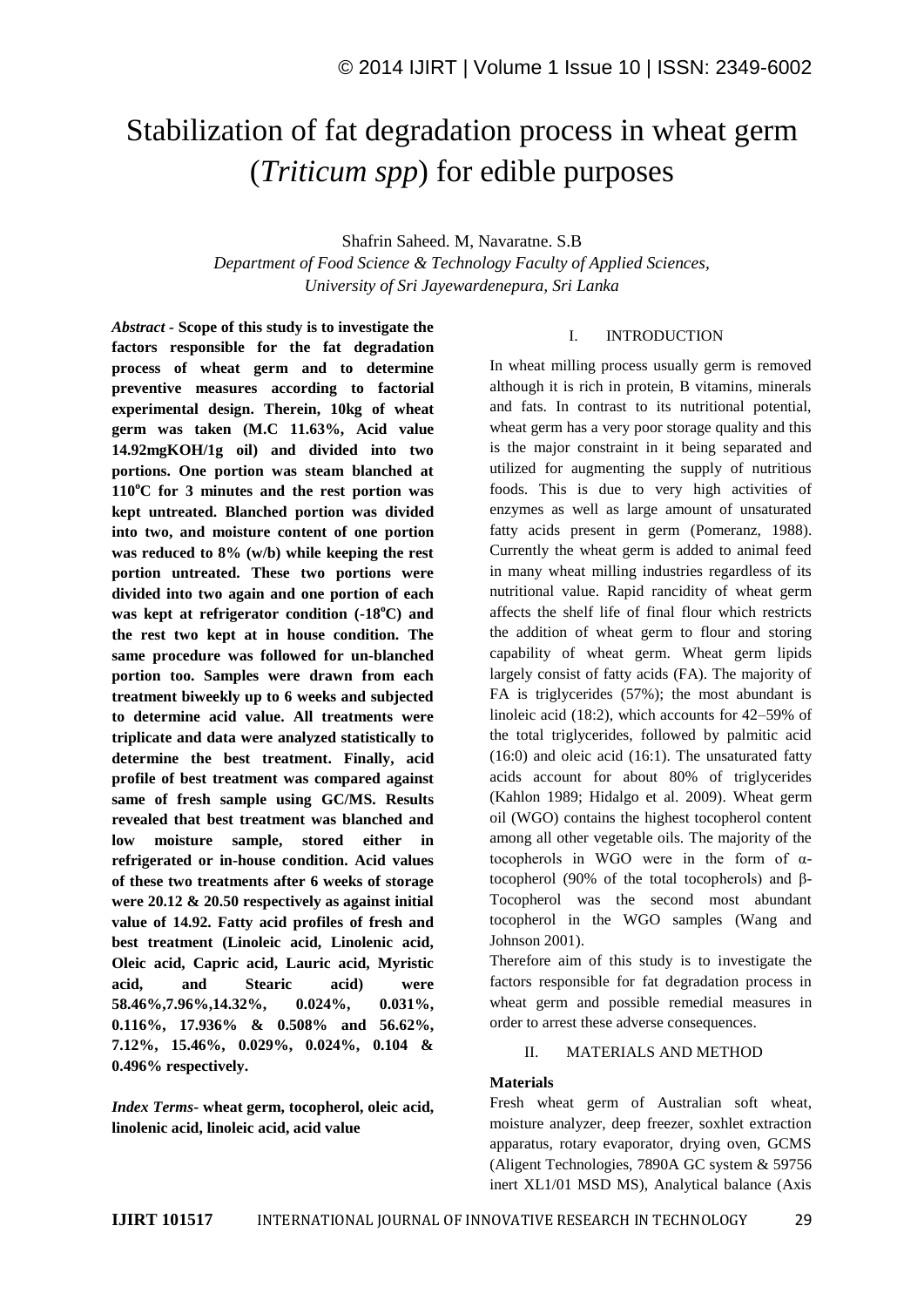# Stabilization of fat degradation process in wheat germ (*Triticum spp*) for edible purposes

Shafrin Saheed. M, Navaratne. S.B

*Department of Food Science & Technology Faculty of Applied Sciences, University of Sri Jayewardenepura, Sri Lanka*

***Abstract* - Scope of this study is to investigate the factors responsible for the fat degradation process of wheat germ and to determine preventive measures according to factorial experimental design. Therein, 10kg of wheat germ was taken (M.C 11.63%, Acid value 14.92mgKOH/1g oil) and divided into two portions. One portion was steam blanched at 110°C for 3 minutes and the rest portion was kept untreated. Blanched portion was divided into two, and moisture content of one portion was reduced to 8% (w/b) while keeping the rest portion untreated. These two portions were divided into two again and one portion of each was kept at refrigerator condition (-18°C) and the rest two kept at in house condition. The same procedure was followed for un-blanched portion too. Samples were drawn from each treatment biweekly up to 6 weeks and subjected to determine acid value. All treatments were triplicate and data were analyzed statistically to determine the best treatment. Finally, acid profile of best treatment was compared against same of fresh sample using GC/MS. Results revealed that best treatment was blanched and low moisture sample, stored either in refrigerated or in-house condition. Acid values of these two treatments after 6 weeks of storage were 20.12 & 20.50 respectively as against initial value of 14.92. Fatty acid profiles of fresh and best treatment (Linoleic acid, Linolenic acid, Oleic acid, Capric acid, Lauric acid, Myristic acid, and Stearic acid) were 58.46%,7.96%,14.32%, 0.024%, 0.031%, 0.116%, 17.936% & 0.508% and 56.62%, 7.12%, 15.46%, 0.029%, 0.024%, 0.104 & 0.496% respectively.**

***Index Terms-* wheat germ, tocopherol, oleic acid, linolenic acid, linoleic acid, acid value**

## I. INTRODUCTION

In wheat milling process usually germ is removed although it is rich in protein, B vitamins, minerals and fats. In contrast to its nutritional potential, wheat germ has a very poor storage quality and this is the major constraint in it being separated and utilized for augmenting the supply of nutritious foods. This is due to very high activities of enzymes as well as large amount of unsaturated fatty acids present in germ (Pomeranz, 1988). Currently the wheat germ is added to animal feed in many wheat milling industries regardless of its nutritional value. Rapid rancidity of wheat germ affects the shelf life of final flour which restricts the addition of wheat germ to flour and storing capability of wheat germ. Wheat germ lipids largely consist of fatty acids (FA). The majority of FA is triglycerides (57%); the most abundant is linoleic acid (18:2), which accounts for 42–59% of the total triglycerides, followed by palmitic acid (16:0) and oleic acid (16:1). The unsaturated fatty acids account for about 80% of triglycerides (Kahlon 1989; Hidalgo et al. 2009). Wheat germ oil (WGO) contains the highest tocopherol content among all other vegetable oils. The majority of the tocopherols in WGO were in the form of α-tocopherol (90% of the total tocopherols) and β-Tocopherol was the second most abundant tocopherol in the WGO samples (Wang and Johnson 2001).

Therefore aim of this study is to investigate the factors responsible for fat degradation process in wheat germ and possible remedial measures in order to arrest these adverse consequences.

## II. MATERIALS AND METHOD

**Materials**

Fresh wheat germ of Australian soft wheat, moisture analyzer, deep freezer, soxhlet extraction apparatus, rotary evaporator, drying oven, GCMS (Aligent Technologies, 7890A GC system & 59756 inert XL1/01 MSD MS), Analytical balance (Axis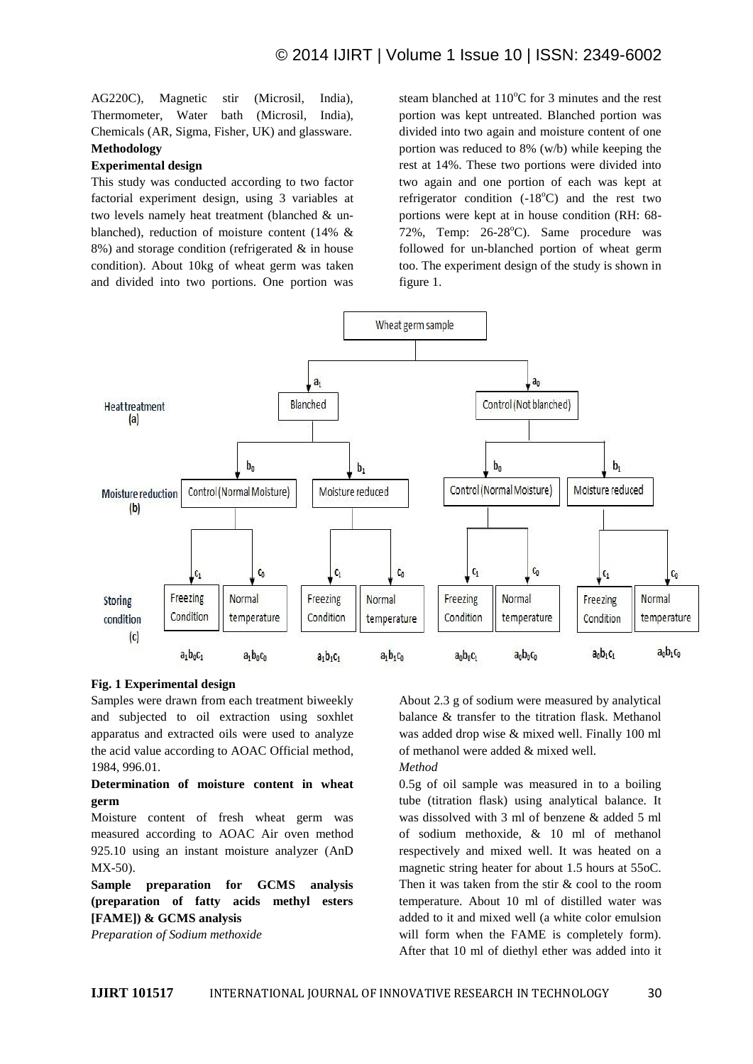AG220C), Magnetic stir (Microsil, India), Thermometer, Water bath (Microsil, India), Chemicals (AR, Sigma, Fisher, UK) and glassware.

**Methodology**

**Experimental design**

This study was conducted according to two factor factorial experiment design, using 3 variables at two levels namely heat treatment (blanched & un-blanched), reduction of moisture content (14% & 8%) and storage condition (refrigerated & in house condition). About 10kg of wheat germ was taken and divided into two portions. One portion was steam blanched at 110$^{o}$C for 3 minutes and the rest portion was kept untreated. Blanched portion was divided into two again and moisture content of one portion was reduced to 8% (w/b) while keeping the rest at 14%. These two portions were divided into two again and one portion of each was kept at refrigerator condition (-18$^{o}$C) and the rest two portions were kept at in house condition (RH: 68-72%, Temp: 26-28$^{o}$C). Same procedure was followed for un-blanched portion of wheat germ too. The experiment design of the study is shown in figure 1.

**Fig. 1 Experimental design**

Samples were drawn from each treatment biweekly and subjected to oil extraction using soxhlet apparatus and extracted oils were used to analyze the acid value according to AOAC Official method, 1984, 996.01.

**Determination of moisture content in wheat germ**

Moisture content of fresh wheat germ was measured according to AOAC Air oven method 925.10 using an instant moisture analyzer (AnD MX-50).

**Sample preparation for GCMS analysis (preparation of fatty acids methyl esters [FAME]) & GCMS analysis**

*Preparation of Sodium methoxide*

About 2.3 g of sodium were measured by analytical balance & transfer to the titration flask. Methanol was added drop wise & mixed well. Finally 100 ml of methanol were added & mixed well.

*Method*

0.5g of oil sample was measured in to a boiling tube (titration flask) using analytical balance. It was dissolved with 3 ml of benzene & added 5 ml of sodium methoxide, & 10 ml of methanol respectively and mixed well. It was heated on a magnetic string heater for about 1.5 hours at 55oC. Then it was taken from the stir & cool to the room temperature. About 10 ml of distilled water was added to it and mixed well (a white color emulsion will form when the FAME is completely form). After that 10 ml of diethyl ether was added into it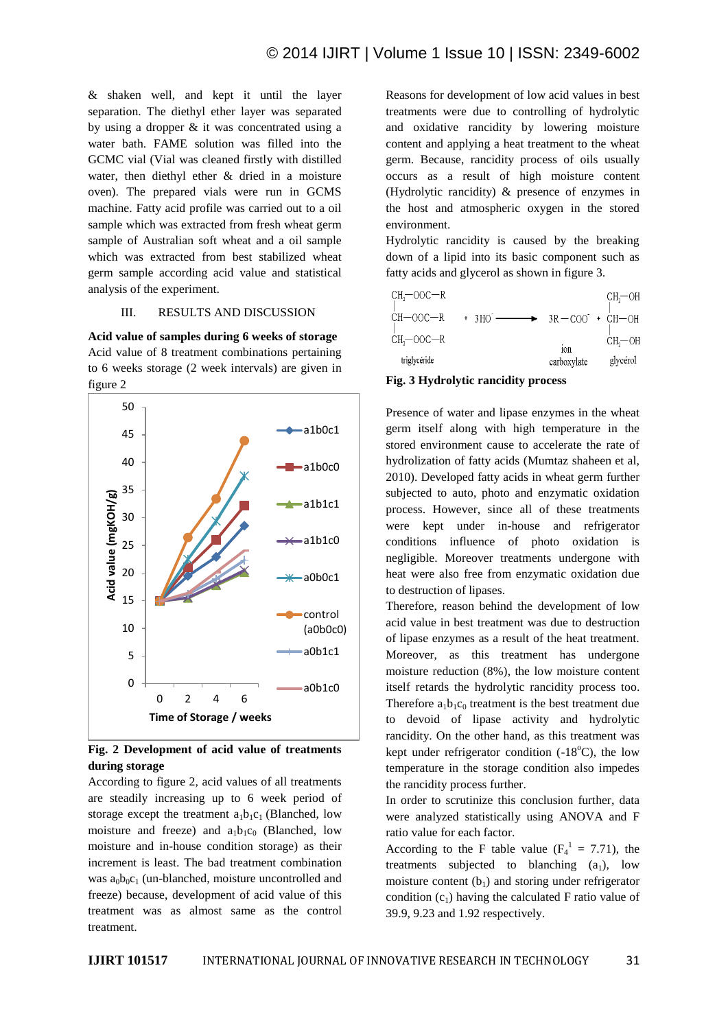& shaken well, and kept it until the layer separation. The diethyl ether layer was separated by using a dropper & it was concentrated using a water bath. FAME solution was filled into the GCMC vial (Vial was cleaned firstly with distilled water, then diethyl ether & dried in a moisture oven). The prepared vials were run in GCMS machine. Fatty acid profile was carried out to a oil sample which was extracted from fresh wheat germ sample of Australian soft wheat and a oil sample which was extracted from best stabilized wheat germ sample according acid value and statistical analysis of the experiment.

## III. RESULTS AND DISCUSSION

**Acid value of samples during 6 weeks of storage**

Acid value of 8 treatment combinations pertaining to 6 weeks storage (2 week intervals) are given in figure 2

**Fig. 2 Development of acid value of treatments during storage**

According to figure 2, acid values of all treatments are steadily increasing up to 6 week period of storage except the treatment $a_1b_1c_1$ (Blanched, low moisture and freeze) and $a_1b_1c_0$ (Blanched, low moisture and in-house condition storage) as their increment is least. The bad treatment combination was $a_0b_0c_1$ (un-blanched, moisture uncontrolled and freeze) because, development of acid value of this treatment was as almost same as the control treatment.

Reasons for development of low acid values in best treatments were due to controlling of hydrolytic and oxidative rancidity by lowering moisture content and applying a heat treatment to the wheat germ. Because, rancidity process of oils usually occurs as a result of high moisture content (Hydrolytic rancidity) & presence of enzymes in the host and atmospheric oxygen in the stored environment.

Hydrolytic rancidity is caused by the breaking down of a lipid into its basic component such as fatty acids and glycerol as shown in figure 3.

$$\underset{\text{triglycéride}}{\begin{matrix} CH_2-OOC-R \\ | \\ CH-OOC-R \\ | \\ CH_2-OOC-R \end{matrix}} + 3HO^- \longrightarrow \underset{\text{ion carboxylate}}{3R-COO^-} + \underset{\text{glycérol}}{\begin{matrix} CH_2-OH \\ | \\ CH-OH \\ | \\ CH_2-OH \end{matrix}}$$

**Fig. 3 Hydrolytic rancidity process**

Presence of water and lipase enzymes in the wheat germ itself along with high temperature in the stored environment cause to accelerate the rate of hydrolization of fatty acids (Mumtaz shaheen et al, 2010). Developed fatty acids in wheat germ further subjected to auto, photo and enzymatic oxidation process. However, since all of these treatments were kept under in-house and refrigerator conditions influence of photo oxidation is negligible. Moreover treatments undergone with heat were also free from enzymatic oxidation due to destruction of lipases.

Therefore, reason behind the development of low acid value in best treatment was due to destruction of lipase enzymes as a result of the heat treatment. Moreover, as this treatment has undergone moisture reduction (8%), the low moisture content itself retards the hydrolytic rancidity process too. Therefore $a_1b_1c_0$ treatment is the best treatment due to devoid of lipase activity and hydrolytic rancidity. On the other hand, as this treatment was kept under refrigerator condition (-18°C), the low temperature in the storage condition also impedes the rancidity process further.

In order to scrutinize this conclusion further, data were analyzed statistically using ANOVA and F ratio value for each factor.

According to the F table value ($F_4^1$ = 7.71), the treatments subjected to blanching ($a_1$), low moisture content ($b_1$) and storing under refrigerator condition ($c_1$) having the calculated F ratio value of 39.9, 9.23 and 1.92 respectively.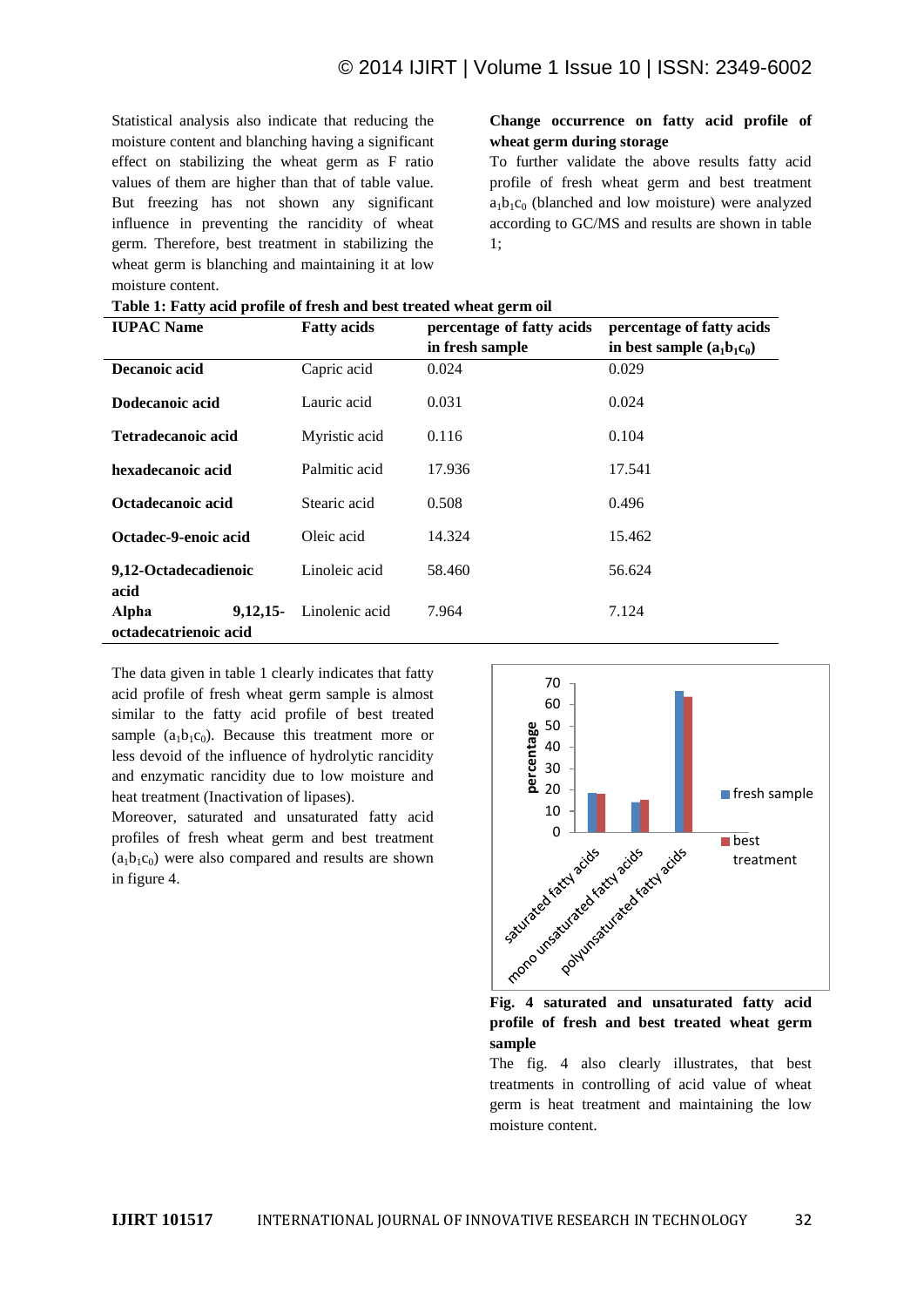Statistical analysis also indicate that reducing the moisture content and blanching having a significant effect on stabilizing the wheat germ as F ratio values of them are higher than that of table value. But freezing has not shown any significant influence in preventing the rancidity of wheat germ. Therefore, best treatment in stabilizing the wheat germ is blanching and maintaining it at low moisture content.

**Change occurrence on fatty acid profile of wheat germ during storage**

To further validate the above results fatty acid profile of fresh wheat germ and best treatment $a_1b_1c_0$ (blanched and low moisture) were analyzed according to GC/MS and results are shown in table 1;

**Table 1: Fatty acid profile of fresh and best treated wheat germ oil**

| IUPAC Name | Fatty acids | percentage of fatty acids in fresh sample | percentage of fatty acids in best sample ($a_1b_1c_0$) |
|---|---|---|---|
| **Decanoic acid** | Capric acid | 0.024 | 0.029 |
| **Dodecanoic acid** | Lauric acid | 0.031 | 0.024 |
| **Tetradecanoic acid** | Myristic acid | 0.116 | 0.104 |
| **hexadecanoic acid** | Palmitic acid | 17.936 | 17.541 |
| **Octadecanoic acid** | Stearic acid | 0.508 | 0.496 |
| **Octadec-9-enoic acid** | Oleic acid | 14.324 | 15.462 |
| **9,12-Octadecadienoic acid** | Linoleic acid | 58.460 | 56.624 |
| **Alpha 9,12,15-octadecatrienoic acid** | Linolenic acid | 7.964 | 7.124 |

The data given in table 1 clearly indicates that fatty acid profile of fresh wheat germ sample is almost similar to the fatty acid profile of best treated sample ($a_1b_1c_0$). Because this treatment more or less devoid of the influence of hydrolytic rancidity and enzymatic rancidity due to low moisture and heat treatment (Inactivation of lipases).

Moreover, saturated and unsaturated fatty acid profiles of fresh wheat germ and best treatment ($a_1b_1c_0$) were also compared and results are shown in figure 4.

**Fig. 4 saturated and unsaturated fatty acid profile of fresh and best treated wheat germ sample**

The fig. 4 also clearly illustrates, that best treatments in controlling of acid value of wheat germ is heat treatment and maintaining the low moisture content.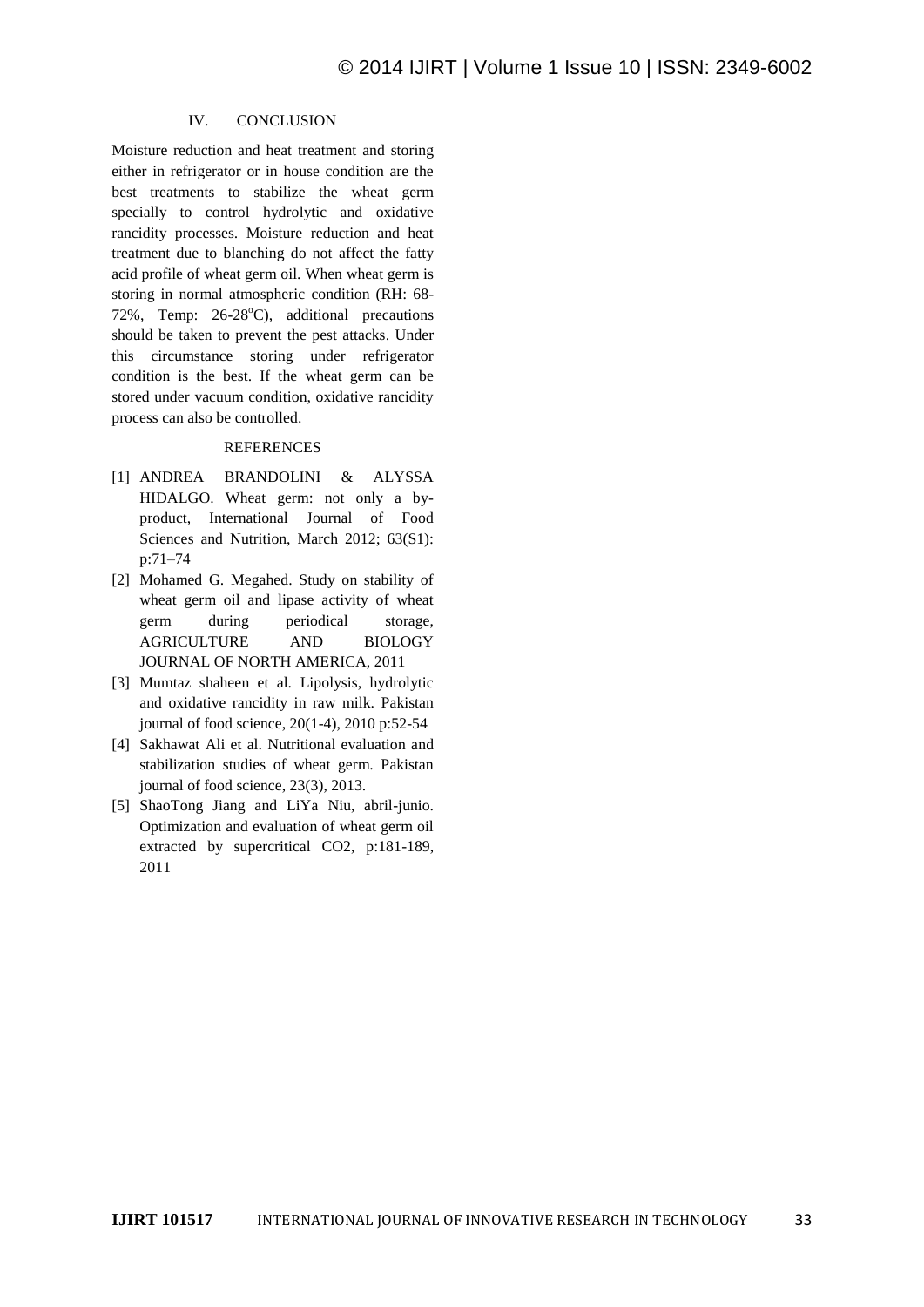## IV. CONCLUSION

Moisture reduction and heat treatment and storing either in refrigerator or in house condition are the best treatments to stabilize the wheat germ specially to control hydrolytic and oxidative rancidity processes. Moisture reduction and heat treatment due to blanching do not affect the fatty acid profile of wheat germ oil. When wheat germ is storing in normal atmospheric condition (RH: 68-72%, Temp: 26-28$^{o}$C), additional precautions should be taken to prevent the pest attacks. Under this circumstance storing under refrigerator condition is the best. If the wheat germ can be stored under vacuum condition, oxidative rancidity process can also be controlled.

## REFERENCES

[1] ANDREA BRANDOLINI & ALYSSA HIDALGO. Wheat germ: not only a by-product, International Journal of Food Sciences and Nutrition, March 2012; 63(S1): p:71–74

[2] Mohamed G. Megahed. Study on stability of wheat germ oil and lipase activity of wheat germ during periodical storage, AGRICULTURE AND BIOLOGY JOURNAL OF NORTH AMERICA, 2011

[3] Mumtaz shaheen et al. Lipolysis, hydrolytic and oxidative rancidity in raw milk. Pakistan journal of food science, 20(1-4), 2010 p:52-54

[4] Sakhawat Ali et al. Nutritional evaluation and stabilization studies of wheat germ. Pakistan journal of food science, 23(3), 2013.

[5] ShaoTong Jiang and LiYa Niu, abril-junio. Optimization and evaluation of wheat germ oil extracted by supercritical CO2, p:181-189, 2011